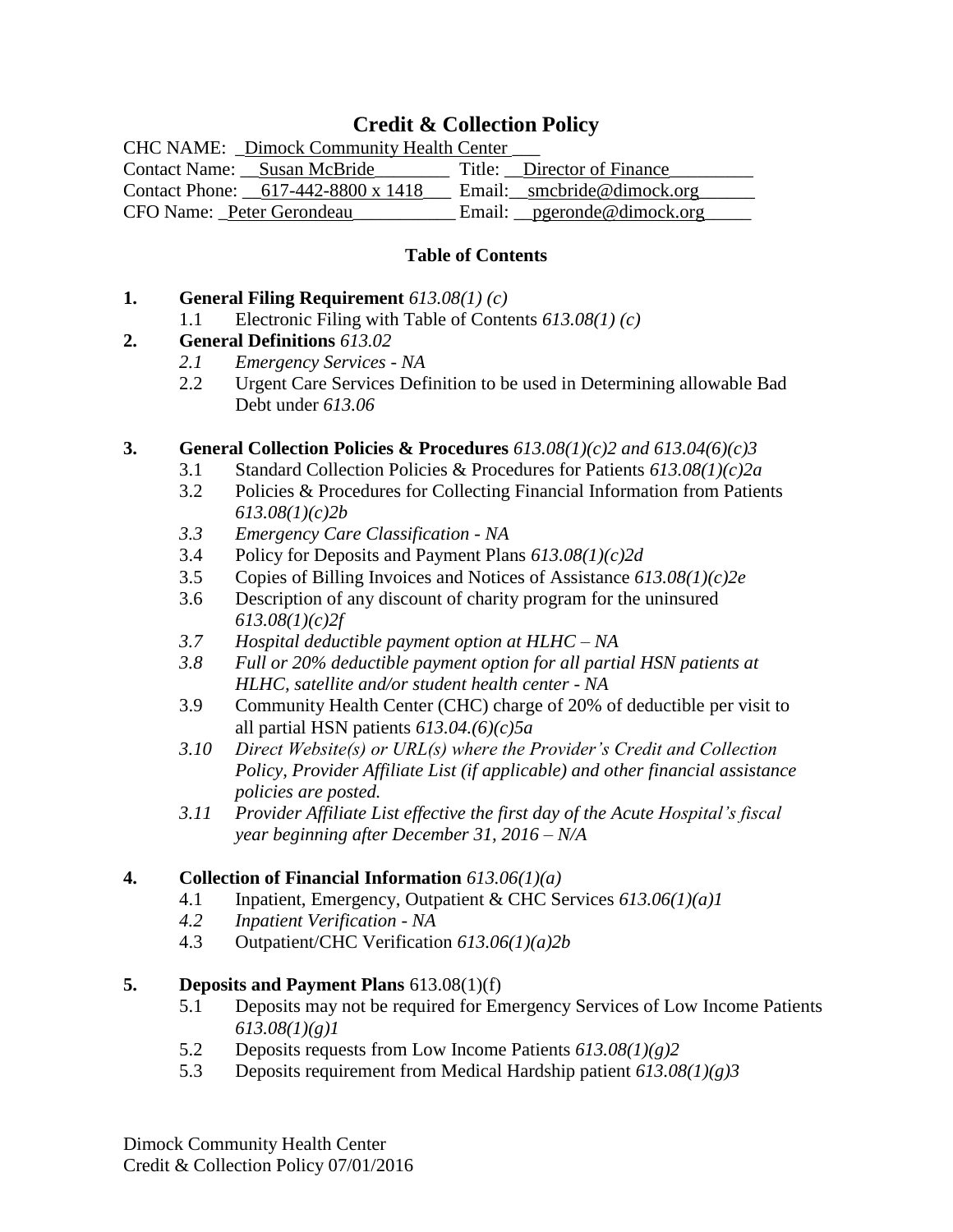# Credit & Collection Policy

CHC NAME: Dimock Community Health Center
Contact Name: Susan McBride Title: Director of Finance
Contact Phone: 617-442-8800 x 1418 Email: smcbride@dimock.org
CFO Name: Peter Gerondeau Email: pgeronde@dimock.org

## Table of Contents

1. **General Filing Requirement** *613.08(1) (c)*
   - 1.1 Electronic Filing with Table of Contents *613.08(1) (c)*
2. **General Definitions** *613.02*
   - *2.1 Emergency Services - NA*
   - 2.2 Urgent Care Services Definition to be used in Determining allowable Bad Debt under *613.06*
3. **General Collection Policies & Procedures** *613.08(1)(c)2 and 613.04(6)(c)3*
   - 3.1 Standard Collection Policies & Procedures for Patients *613.08(1)(c)2a*
   - 3.2 Policies & Procedures for Collecting Financial Information from Patients *613.08(1)(c)2b*
   - *3.3 Emergency Care Classification - NA*
   - 3.4 Policy for Deposits and Payment Plans *613.08(1)(c)2d*
   - 3.5 Copies of Billing Invoices and Notices of Assistance *613.08(1)(c)2e*
   - 3.6 Description of any discount of charity program for the uninsured *613.08(1)(c)2f*
   - *3.7 Hospital deductible payment option at HLHC – NA*
   - *3.8 Full or 20% deductible payment option for all partial HSN patients at HLHC, satellite and/or student health center - NA*
   - 3.9 Community Health Center (CHC) charge of 20% of deductible per visit to all partial HSN patients *613.04.(6)(c)5a*
   - *3.10 Direct Website(s) or URL(s) where the Provider's Credit and Collection Policy, Provider Affiliate List (if applicable) and other financial assistance policies are posted.*
   - *3.11 Provider Affiliate List effective the first day of the Acute Hospital's fiscal year beginning after December 31, 2016 – N/A*
4. **Collection of Financial Information** *613.06(1)(a)*
   - 4.1 Inpatient, Emergency, Outpatient & CHC Services *613.06(1)(a)1*
   - *4.2 Inpatient Verification - NA*
   - 4.3 Outpatient/CHC Verification *613.06(1)(a)2b*
5. **Deposits and Payment Plans** 613.08(1)(f)
   - 5.1 Deposits may not be required for Emergency Services of Low Income Patients *613.08(1)(g)1*
   - 5.2 Deposits requests from Low Income Patients *613.08(1)(g)2*
   - 5.3 Deposits requirement from Medical Hardship patient *613.08(1)(g)3*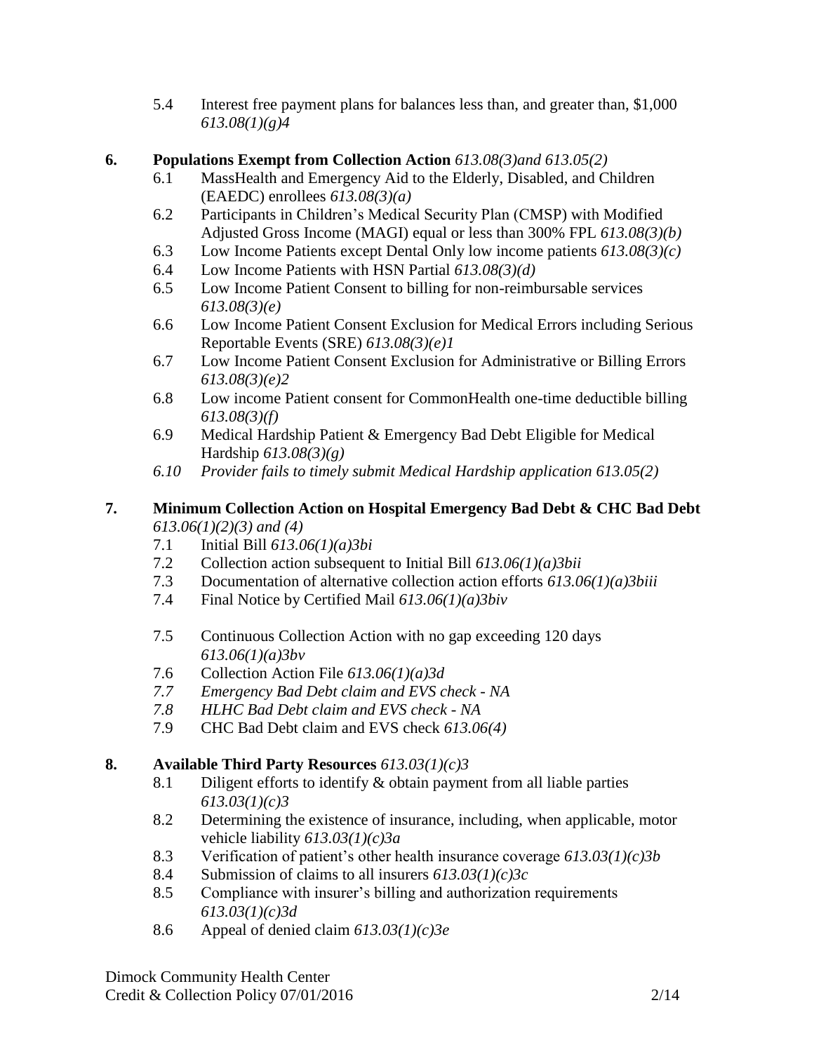5.4 Interest free payment plans for balances less than, and greater than, $1,000 *613.08(1)(g)4*

**6. Populations Exempt from Collection Action** *613.08(3)and 613.05(2)*

- 6.1 MassHealth and Emergency Aid to the Elderly, Disabled, and Children (EAEDC) enrollees *613.08(3)(a)*
- 6.2 Participants in Children's Medical Security Plan (CMSP) with Modified Adjusted Gross Income (MAGI) equal or less than 300% FPL *613.08(3)(b)*
- 6.3 Low Income Patients except Dental Only low income patients *613.08(3)(c)*
- 6.4 Low Income Patients with HSN Partial *613.08(3)(d)*
- 6.5 Low Income Patient Consent to billing for non-reimbursable services *613.08(3)(e)*
- 6.6 Low Income Patient Consent Exclusion for Medical Errors including Serious Reportable Events (SRE) *613.08(3)(e)1*
- 6.7 Low Income Patient Consent Exclusion for Administrative or Billing Errors *613.08(3)(e)2*
- 6.8 Low income Patient consent for CommonHealth one-time deductible billing *613.08(3)(f)*
- 6.9 Medical Hardship Patient & Emergency Bad Debt Eligible for Medical Hardship *613.08(3)(g)*
- *6.10 Provider fails to timely submit Medical Hardship application 613.05(2)*

**7. Minimum Collection Action on Hospital Emergency Bad Debt & CHC Bad Debt** *613.06(1)(2)(3) and (4)*

- 7.1 Initial Bill *613.06(1)(a)3bi*
- 7.2 Collection action subsequent to Initial Bill *613.06(1)(a)3bii*
- 7.3 Documentation of alternative collection action efforts *613.06(1)(a)3biii*
- 7.4 Final Notice by Certified Mail *613.06(1)(a)3biv*
- 7.5 Continuous Collection Action with no gap exceeding 120 days *613.06(1)(a)3bv*
- 7.6 Collection Action File *613.06(1)(a)3d*
- *7.7 Emergency Bad Debt claim and EVS check - NA*
- *7.8 HLHC Bad Debt claim and EVS check - NA*
- 7.9 CHC Bad Debt claim and EVS check *613.06(4)*

**8. Available Third Party Resources** *613.03(1)(c)3*

- 8.1 Diligent efforts to identify & obtain payment from all liable parties *613.03(1)(c)3*
- 8.2 Determining the existence of insurance, including, when applicable, motor vehicle liability *613.03(1)(c)3a*
- 8.3 Verification of patient's other health insurance coverage *613.03(1)(c)3b*
- 8.4 Submission of claims to all insurers *613.03(1)(c)3c*
- 8.5 Compliance with insurer's billing and authorization requirements *613.03(1)(c)3d*
- 8.6 Appeal of denied claim *613.03(1)(c)3e*

Dimock Community Health Center
Credit & Collection Policy 07/01/2016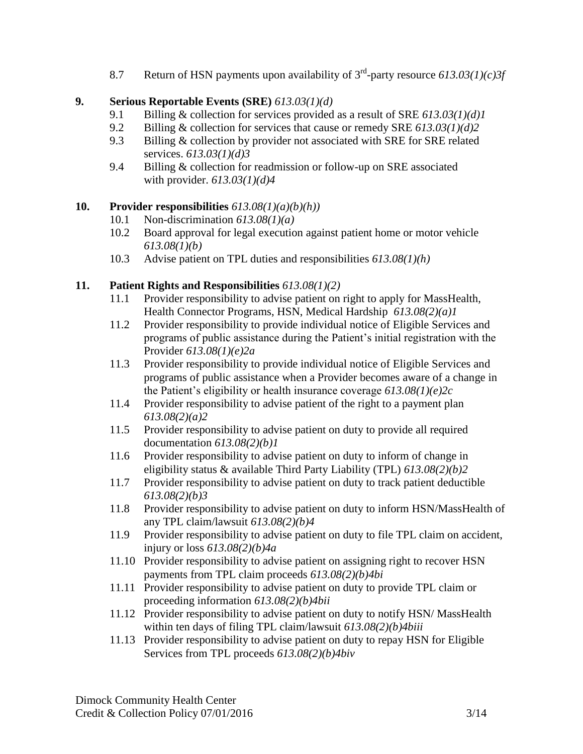8.7 Return of HSN payments upon availability of 3rd-party resource *613.03(1)(c)3f*

**9. Serious Reportable Events (SRE)** *613.03(1)(d)*

9.1 Billing & collection for services provided as a result of SRE *613.03(1)(d)1*
9.2 Billing & collection for services that cause or remedy SRE *613.03(1)(d)2*
9.3 Billing & collection by provider not associated with SRE for SRE related services. *613.03(1)(d)3*
9.4 Billing & collection for readmission or follow-up on SRE associated with provider. *613.03(1)(d)4*

**10. Provider responsibilities** *613.08(1)(a)(b)(h))*

10.1 Non-discrimination *613.08(1)(a)*
10.2 Board approval for legal execution against patient home or motor vehicle *613.08(1)(b)*
10.3 Advise patient on TPL duties and responsibilities *613.08(1)(h)*

**11. Patient Rights and Responsibilities** *613.08(1)(2)*

11.1 Provider responsibility to advise patient on right to apply for MassHealth, Health Connector Programs, HSN, Medical Hardship *613.08(2)(a)1*
11.2 Provider responsibility to provide individual notice of Eligible Services and programs of public assistance during the Patient's initial registration with the Provider *613.08(1)(e)2a*
11.3 Provider responsibility to provide individual notice of Eligible Services and programs of public assistance when a Provider becomes aware of a change in the Patient's eligibility or health insurance coverage *613.08(1)(e)2c*
11.4 Provider responsibility to advise patient of the right to a payment plan *613.08(2)(a)2*
11.5 Provider responsibility to advise patient on duty to provide all required documentation *613.08(2)(b)1*
11.6 Provider responsibility to advise patient on duty to inform of change in eligibility status & available Third Party Liability (TPL) *613.08(2)(b)2*
11.7 Provider responsibility to advise patient on duty to track patient deductible *613.08(2)(b)3*
11.8 Provider responsibility to advise patient on duty to inform HSN/MassHealth of any TPL claim/lawsuit *613.08(2)(b)4*
11.9 Provider responsibility to advise patient on duty to file TPL claim on accident, injury or loss *613.08(2)(b)4a*
11.10 Provider responsibility to advise patient on assigning right to recover HSN payments from TPL claim proceeds *613.08(2)(b)4bi*
11.11 Provider responsibility to advise patient on duty to provide TPL claim or proceeding information *613.08(2)(b)4bii*
11.12 Provider responsibility to advise patient on duty to notify HSN/ MassHealth within ten days of filing TPL claim/lawsuit *613.08(2)(b)4biii*
11.13 Provider responsibility to advise patient on duty to repay HSN for Eligible Services from TPL proceeds *613.08(2)(b)4biv*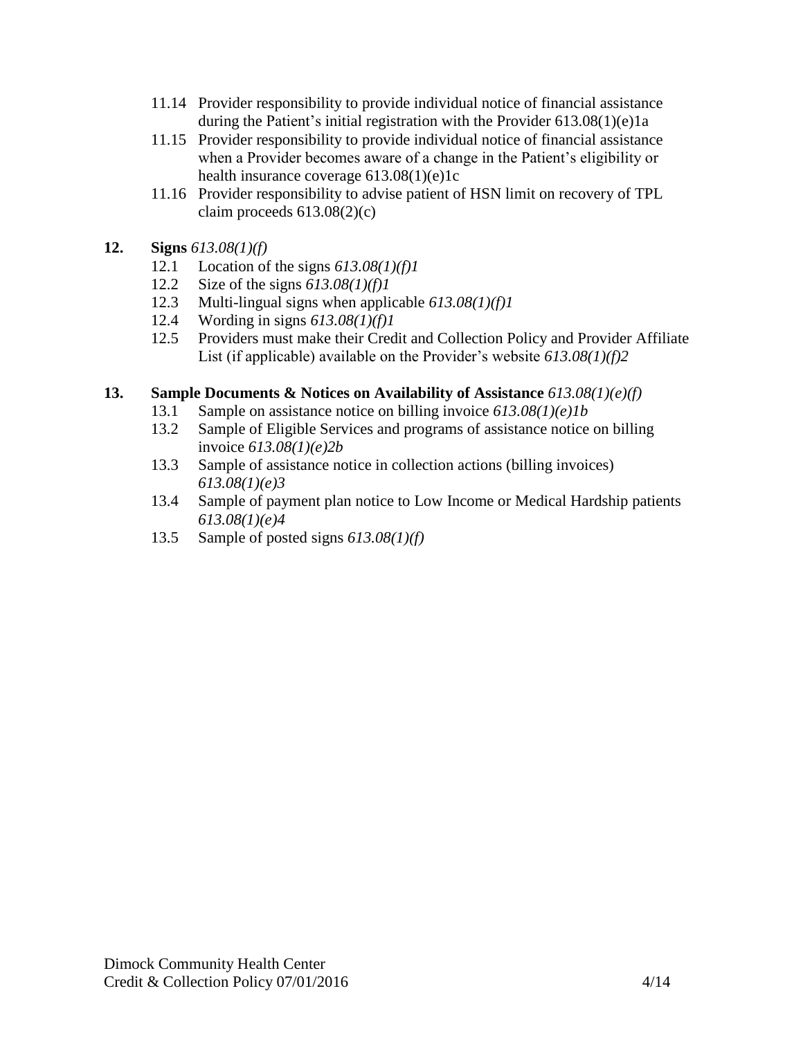11.14 Provider responsibility to provide individual notice of financial assistance during the Patient's initial registration with the Provider 613.08(1)(e)1a

11.15 Provider responsibility to provide individual notice of financial assistance when a Provider becomes aware of a change in the Patient's eligibility or health insurance coverage 613.08(1)(e)1c

11.16 Provider responsibility to advise patient of HSN limit on recovery of TPL claim proceeds 613.08(2)(c)

**12. Signs** *613.08(1)(f)*

12.1 Location of the signs *613.08(1)(f)1*

12.2 Size of the signs *613.08(1)(f)1*

12.3 Multi-lingual signs when applicable *613.08(1)(f)1*

12.4 Wording in signs *613.08(1)(f)1*

12.5 Providers must make their Credit and Collection Policy and Provider Affiliate List (if applicable) available on the Provider's website *613.08(1)(f)2*

**13. Sample Documents & Notices on Availability of Assistance** *613.08(1)(e)(f)*

13.1 Sample on assistance notice on billing invoice *613.08(1)(e)1b*

13.2 Sample of Eligible Services and programs of assistance notice on billing invoice *613.08(1)(e)2b*

13.3 Sample of assistance notice in collection actions (billing invoices) *613.08(1)(e)3*

13.4 Sample of payment plan notice to Low Income or Medical Hardship patients *613.08(1)(e)4*

13.5 Sample of posted signs *613.08(1)(f)*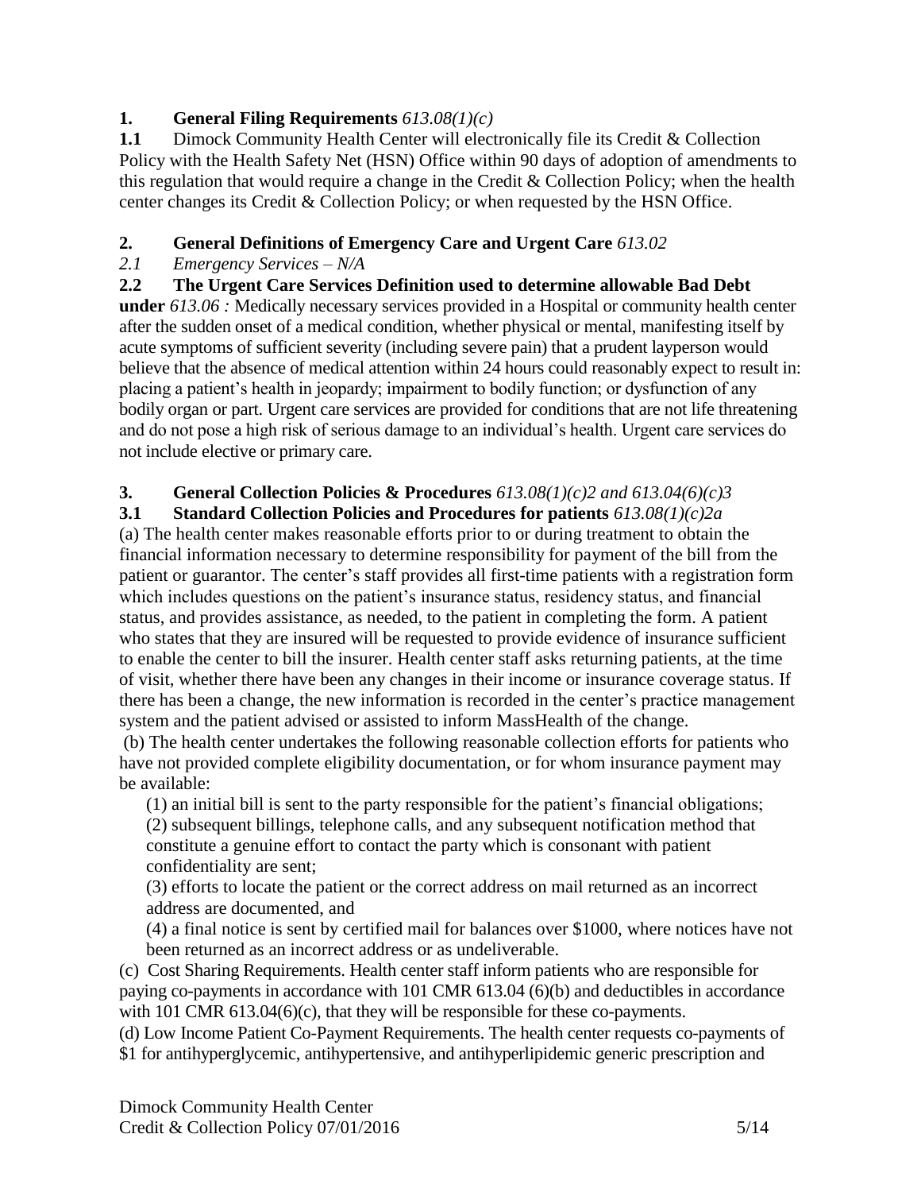## 1. General Filing Requirements *613.08(1)(c)*

**1.1** Dimock Community Health Center will electronically file its Credit & Collection Policy with the Health Safety Net (HSN) Office within 90 days of adoption of amendments to this regulation that would require a change in the Credit & Collection Policy; when the health center changes its Credit & Collection Policy; or when requested by the HSN Office.

## 2. General Definitions of Emergency Care and Urgent Care *613.02*

*2.1 Emergency Services – N/A*

**2.2 The Urgent Care Services Definition used to determine allowable Bad Debt under** *613.06 :* Medically necessary services provided in a Hospital or community health center after the sudden onset of a medical condition, whether physical or mental, manifesting itself by acute symptoms of sufficient severity (including severe pain) that a prudent layperson would believe that the absence of medical attention within 24 hours could reasonably expect to result in: placing a patient's health in jeopardy; impairment to bodily function; or dysfunction of any bodily organ or part. Urgent care services are provided for conditions that are not life threatening and do not pose a high risk of serious damage to an individual's health. Urgent care services do not include elective or primary care.

## 3. General Collection Policies & Procedures *613.08(1)(c)2 and 613.04(6)(c)3*

**3.1 Standard Collection Policies and Procedures for patients** *613.08(1)(c)2a*

(a) The health center makes reasonable efforts prior to or during treatment to obtain the financial information necessary to determine responsibility for payment of the bill from the patient or guarantor. The center's staff provides all first-time patients with a registration form which includes questions on the patient's insurance status, residency status, and financial status, and provides assistance, as needed, to the patient in completing the form. A patient who states that they are insured will be requested to provide evidence of insurance sufficient to enable the center to bill the insurer. Health center staff asks returning patients, at the time of visit, whether there have been any changes in their income or insurance coverage status. If there has been a change, the new information is recorded in the center's practice management system and the patient advised or assisted to inform MassHealth of the change.

(b) The health center undertakes the following reasonable collection efforts for patients who have not provided complete eligibility documentation, or for whom insurance payment may be available:

(1) an initial bill is sent to the party responsible for the patient's financial obligations;

(2) subsequent billings, telephone calls, and any subsequent notification method that constitute a genuine effort to contact the party which is consonant with patient confidentiality are sent;

(3) efforts to locate the patient or the correct address on mail returned as an incorrect address are documented, and

(4) a final notice is sent by certified mail for balances over $1000, where notices have not been returned as an incorrect address or as undeliverable.

(c) Cost Sharing Requirements. Health center staff inform patients who are responsible for paying co-payments in accordance with 101 CMR 613.04 (6)(b) and deductibles in accordance with 101 CMR 613.04(6)(c), that they will be responsible for these co-payments.

(d) Low Income Patient Co-Payment Requirements. The health center requests co-payments of $1 for antihyperglycemic, antihypertensive, and antihyperlipidemic generic prescription and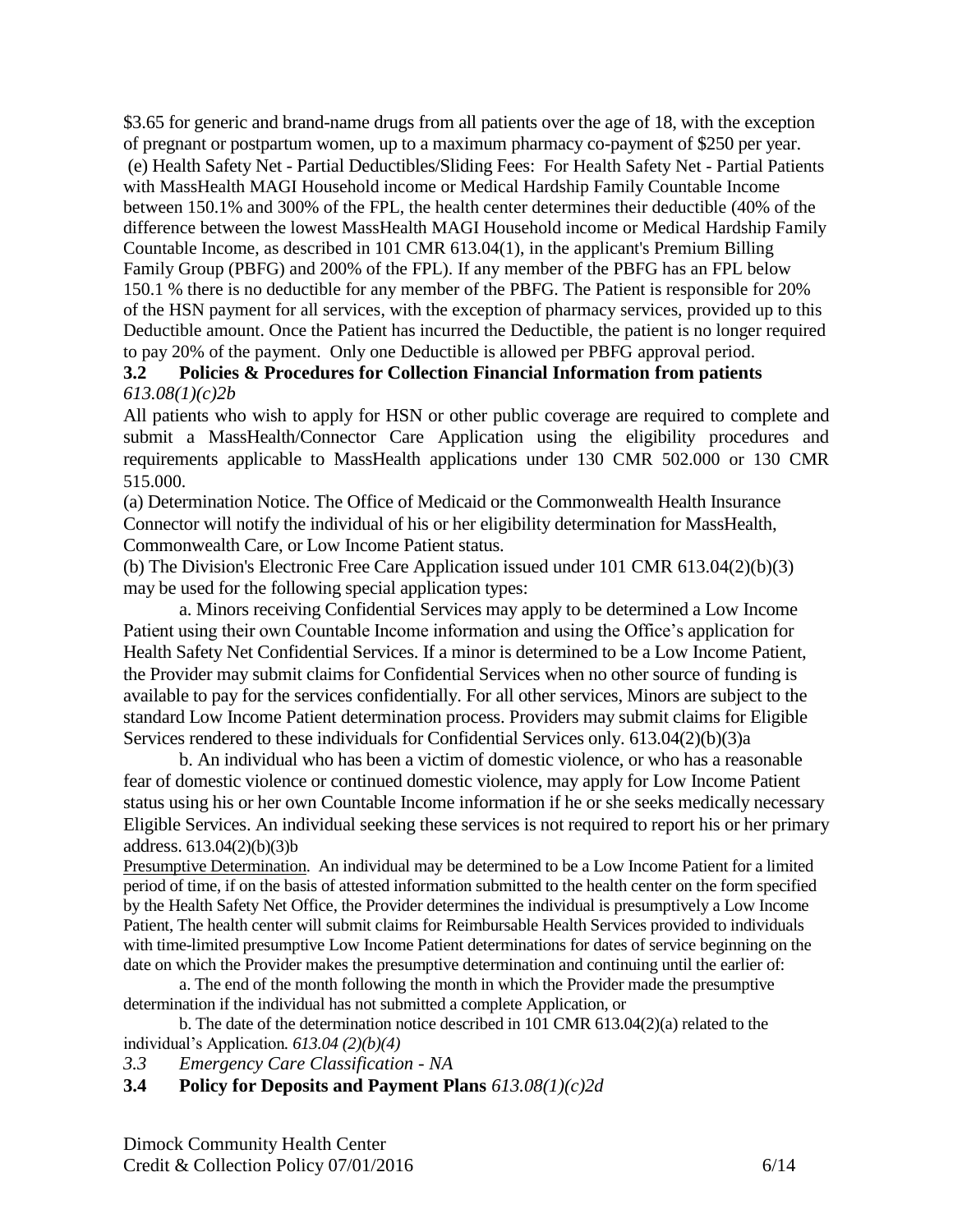$3.65 for generic and brand-name drugs from all patients over the age of 18, with the exception of pregnant or postpartum women, up to a maximum pharmacy co-payment of $250 per year.

(e) Health Safety Net - Partial Deductibles/Sliding Fees: For Health Safety Net - Partial Patients with MassHealth MAGI Household income or Medical Hardship Family Countable Income between 150.1% and 300% of the FPL, the health center determines their deductible (40% of the difference between the lowest MassHealth MAGI Household income or Medical Hardship Family Countable Income, as described in 101 CMR 613.04(1), in the applicant's Premium Billing Family Group (PBFG) and 200% of the FPL). If any member of the PBFG has an FPL below 150.1 % there is no deductible for any member of the PBFG. The Patient is responsible for 20% of the HSN payment for all services, with the exception of pharmacy services, provided up to this Deductible amount. Once the Patient has incurred the Deductible, the patient is no longer required to pay 20% of the payment. Only one Deductible is allowed per PBFG approval period.

### 3.2 Policies & Procedures for Collection Financial Information from patients

*613.08(1)(c)2b*

All patients who wish to apply for HSN or other public coverage are required to complete and submit a MassHealth/Connector Care Application using the eligibility procedures and requirements applicable to MassHealth applications under 130 CMR 502.000 or 130 CMR 515.000.

(a) Determination Notice. The Office of Medicaid or the Commonwealth Health Insurance Connector will notify the individual of his or her eligibility determination for MassHealth, Commonwealth Care, or Low Income Patient status.

(b) The Division's Electronic Free Care Application issued under 101 CMR 613.04(2)(b)(3) may be used for the following special application types:

a. Minors receiving Confidential Services may apply to be determined a Low Income Patient using their own Countable Income information and using the Office's application for Health Safety Net Confidential Services. If a minor is determined to be a Low Income Patient, the Provider may submit claims for Confidential Services when no other source of funding is available to pay for the services confidentially. For all other services, Minors are subject to the standard Low Income Patient determination process. Providers may submit claims for Eligible Services rendered to these individuals for Confidential Services only. 613.04(2)(b)(3)a

b. An individual who has been a victim of domestic violence, or who has a reasonable fear of domestic violence or continued domestic violence, may apply for Low Income Patient status using his or her own Countable Income information if he or she seeks medically necessary Eligible Services. An individual seeking these services is not required to report his or her primary address. 613.04(2)(b)(3)b

Presumptive Determination. An individual may be determined to be a Low Income Patient for a limited period of time, if on the basis of attested information submitted to the health center on the form specified by the Health Safety Net Office, the Provider determines the individual is presumptively a Low Income Patient, The health center will submit claims for Reimbursable Health Services provided to individuals with time-limited presumptive Low Income Patient determinations for dates of service beginning on the date on which the Provider makes the presumptive determination and continuing until the earlier of:

a. The end of the month following the month in which the Provider made the presumptive determination if the individual has not submitted a complete Application, or

b. The date of the determination notice described in 101 CMR 613.04(2)(a) related to the individual's Application. *613.04 (2)(b)(4)*

### *3.3 Emergency Care Classification - NA*

### 3.4 Policy for Deposits and Payment Plans *613.08(1)(c)2d*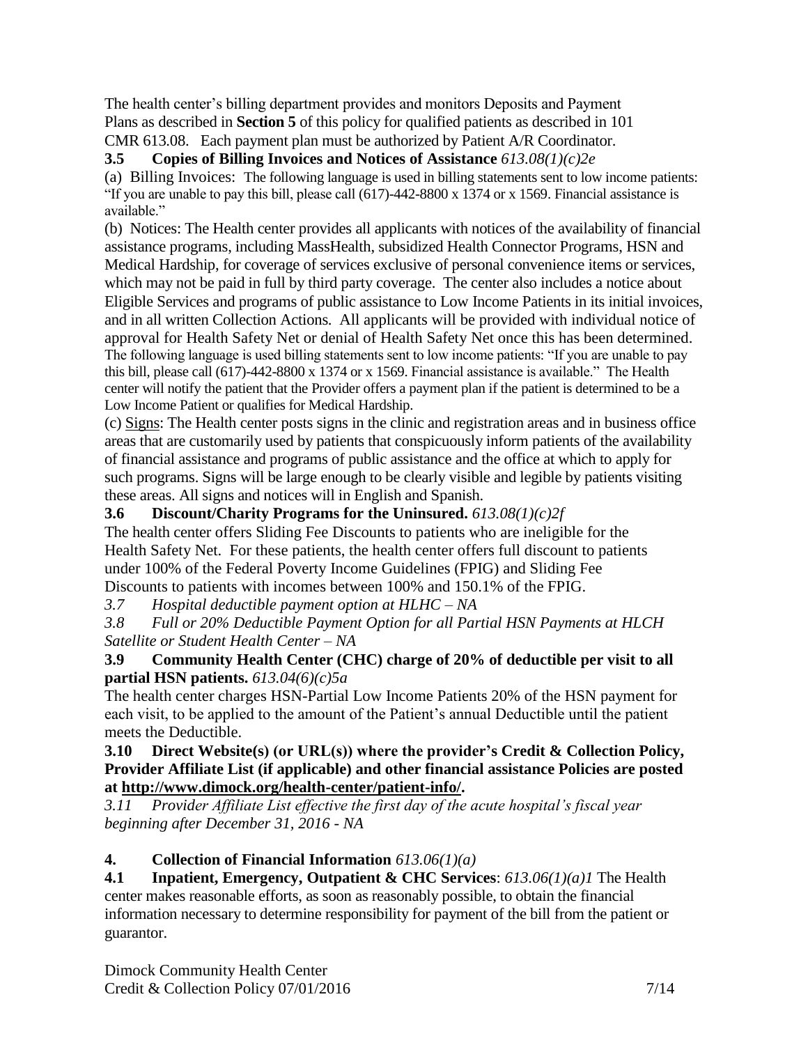The health center's billing department provides and monitors Deposits and Payment Plans as described in **Section 5** of this policy for qualified patients as described in 101 CMR 613.08. Each payment plan must be authorized by Patient A/R Coordinator.

**3.5 Copies of Billing Invoices and Notices of Assistance** *613.08(1)(c)2e*

(a) Billing Invoices: The following language is used in billing statements sent to low income patients: "If you are unable to pay this bill, please call (617)-442-8800 x 1374 or x 1569. Financial assistance is available."

(b) Notices: The Health center provides all applicants with notices of the availability of financial assistance programs, including MassHealth, subsidized Health Connector Programs, HSN and Medical Hardship, for coverage of services exclusive of personal convenience items or services, which may not be paid in full by third party coverage. The center also includes a notice about Eligible Services and programs of public assistance to Low Income Patients in its initial invoices, and in all written Collection Actions. All applicants will be provided with individual notice of approval for Health Safety Net or denial of Health Safety Net once this has been determined. The following language is used billing statements sent to low income patients: "If you are unable to pay this bill, please call (617)-442-8800 x 1374 or x 1569. Financial assistance is available." The Health center will notify the patient that the Provider offers a payment plan if the patient is determined to be a Low Income Patient or qualifies for Medical Hardship.

(c) Signs: The Health center posts signs in the clinic and registration areas and in business office areas that are customarily used by patients that conspicuously inform patients of the availability of financial assistance and programs of public assistance and the office at which to apply for such programs. Signs will be large enough to be clearly visible and legible by patients visiting these areas. All signs and notices will in English and Spanish.

**3.6 Discount/Charity Programs for the Uninsured.** *613.08(1)(c)2f*

The health center offers Sliding Fee Discounts to patients who are ineligible for the Health Safety Net. For these patients, the health center offers full discount to patients under 100% of the Federal Poverty Income Guidelines (FPIG) and Sliding Fee Discounts to patients with incomes between 100% and 150.1% of the FPIG.

*3.7 Hospital deductible payment option at HLHC – NA*

*3.8 Full or 20% Deductible Payment Option for all Partial HSN Payments at HLCH Satellite or Student Health Center – NA*

**3.9 Community Health Center (CHC) charge of 20% of deductible per visit to all partial HSN patients.** *613.04(6)(c)5a*

The health center charges HSN-Partial Low Income Patients 20% of the HSN payment for each visit, to be applied to the amount of the Patient's annual Deductible until the patient meets the Deductible.

**3.10 Direct Website(s) (or URL(s)) where the provider's Credit & Collection Policy, Provider Affiliate List (if applicable) and other financial assistance Policies are posted at http://www.dimock.org/health-center/patient-info/.**

*3.11 Provider Affiliate List effective the first day of the acute hospital's fiscal year beginning after December 31, 2016 - NA*

**4. Collection of Financial Information** *613.06(1)(a)*

**4.1 Inpatient, Emergency, Outpatient & CHC Services**: *613.06(1)(a)1* The Health center makes reasonable efforts, as soon as reasonably possible, to obtain the financial information necessary to determine responsibility for payment of the bill from the patient or guarantor.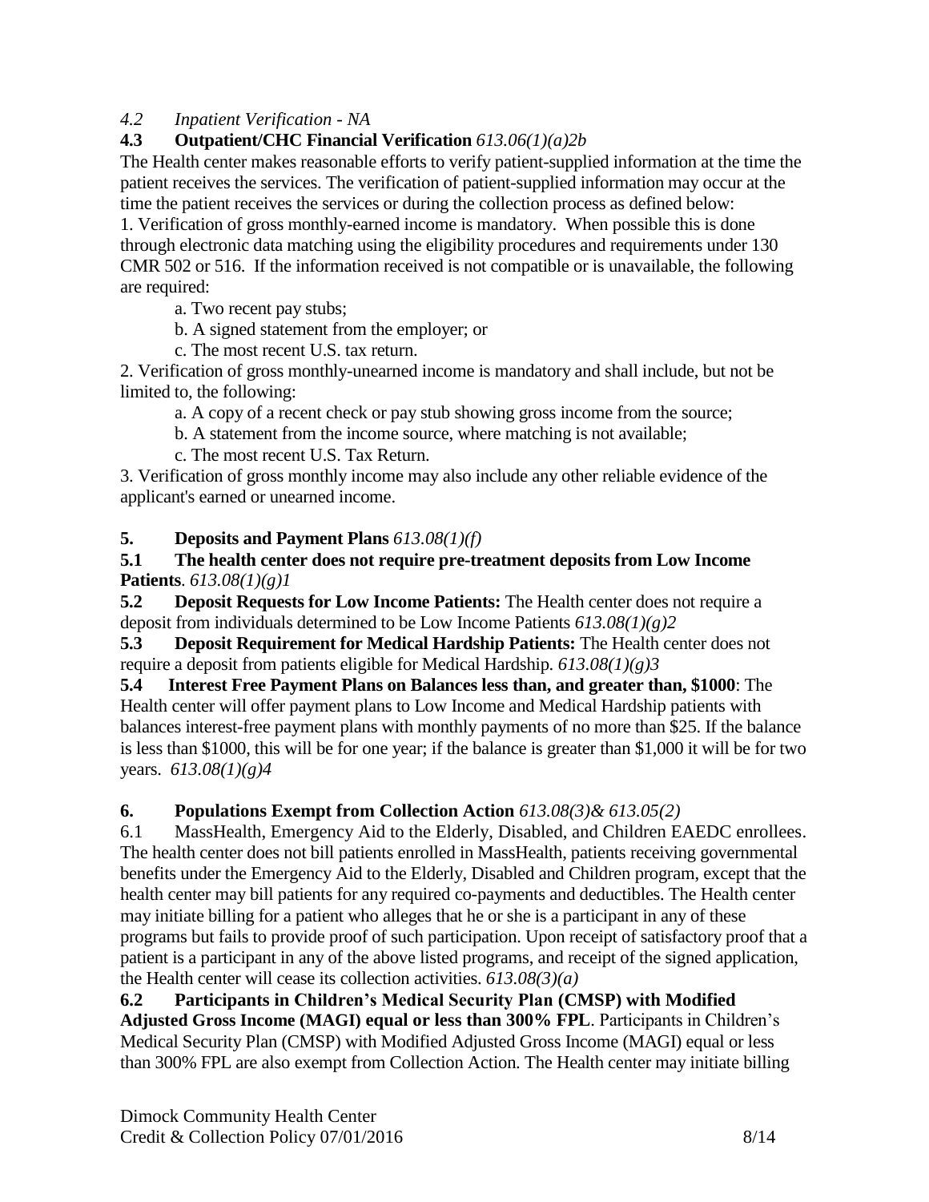*4.2 Inpatient Verification - NA*

**4.3 Outpatient/CHC Financial Verification** *613.06(1)(a)2b*

The Health center makes reasonable efforts to verify patient-supplied information at the time the patient receives the services. The verification of patient-supplied information may occur at the time the patient receives the services or during the collection process as defined below:

1. Verification of gross monthly-earned income is mandatory. When possible this is done through electronic data matching using the eligibility procedures and requirements under 130 CMR 502 or 516. If the information received is not compatible or is unavailable, the following are required:

   a. Two recent pay stubs;

   b. A signed statement from the employer; or

   c. The most recent U.S. tax return.

2. Verification of gross monthly-unearned income is mandatory and shall include, but not be limited to, the following:

   a. A copy of a recent check or pay stub showing gross income from the source;

   b. A statement from the income source, where matching is not available;

   c. The most recent U.S. Tax Return.

3. Verification of gross monthly income may also include any other reliable evidence of the applicant's earned or unearned income.

**5. Deposits and Payment Plans** *613.08(1)(f)*

**5.1 The health center does not require pre-treatment deposits from Low Income Patients**. *613.08(1)(g)1*

**5.2 Deposit Requests for Low Income Patients:** The Health center does not require a deposit from individuals determined to be Low Income Patients *613.08(1)(g)2*

**5.3 Deposit Requirement for Medical Hardship Patients:** The Health center does not require a deposit from patients eligible for Medical Hardship. *613.08(1)(g)3*

**5.4 Interest Free Payment Plans on Balances less than, and greater than, $1000**: The Health center will offer payment plans to Low Income and Medical Hardship patients with balances interest-free payment plans with monthly payments of no more than $25. If the balance is less than $1000, this will be for one year; if the balance is greater than $1,000 it will be for two years. *613.08(1)(g)4*

**6. Populations Exempt from Collection Action** *613.08(3)& 613.05(2)*

6.1 MassHealth, Emergency Aid to the Elderly, Disabled, and Children EAEDC enrollees. The health center does not bill patients enrolled in MassHealth, patients receiving governmental benefits under the Emergency Aid to the Elderly, Disabled and Children program, except that the health center may bill patients for any required co-payments and deductibles. The Health center may initiate billing for a patient who alleges that he or she is a participant in any of these programs but fails to provide proof of such participation. Upon receipt of satisfactory proof that a patient is a participant in any of the above listed programs, and receipt of the signed application, the Health center will cease its collection activities. *613.08(3)(a)*

**6.2 Participants in Children's Medical Security Plan (CMSP) with Modified Adjusted Gross Income (MAGI) equal or less than 300% FPL**. Participants in Children's Medical Security Plan (CMSP) with Modified Adjusted Gross Income (MAGI) equal or less than 300% FPL are also exempt from Collection Action. The Health center may initiate billing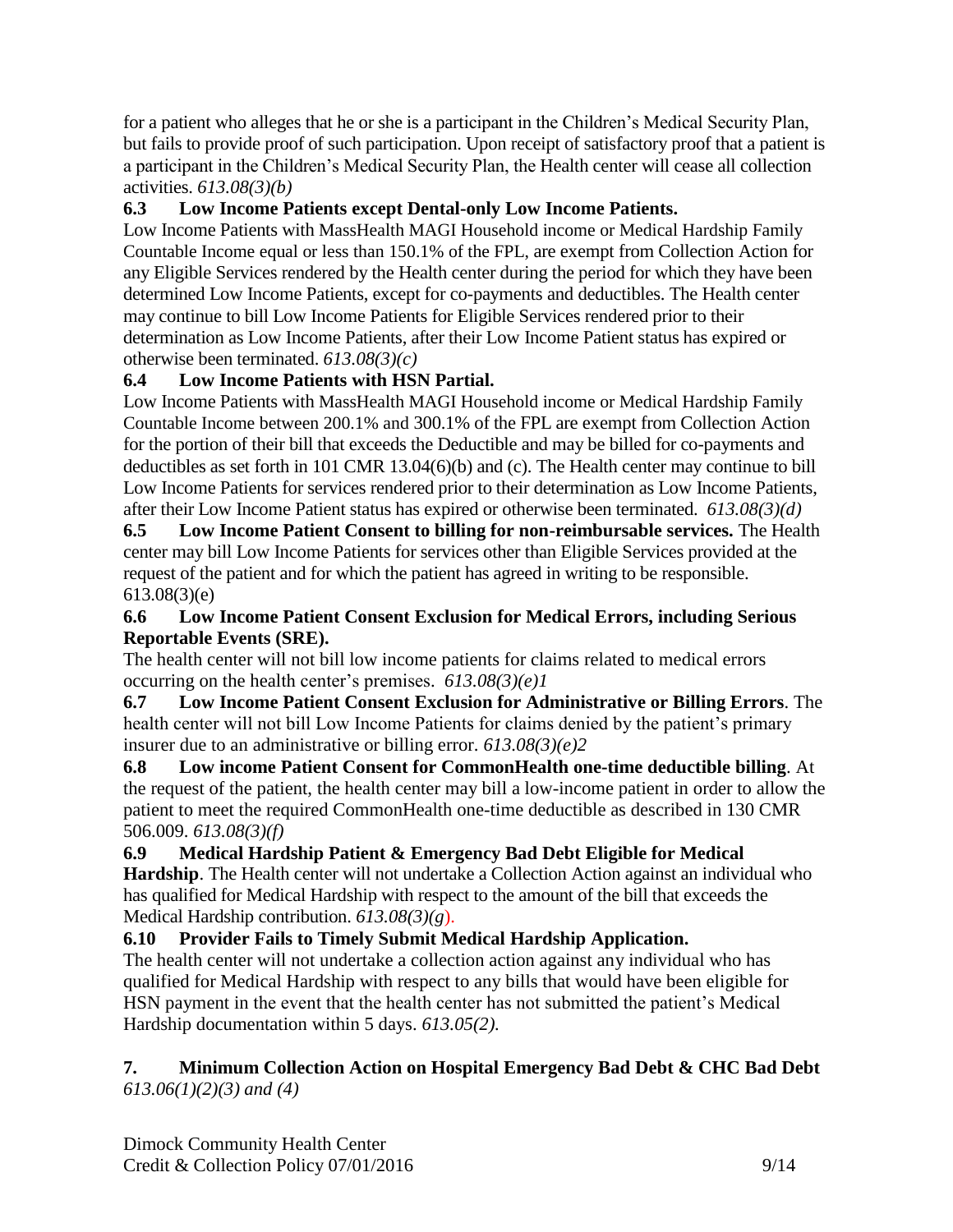for a patient who alleges that he or she is a participant in the Children's Medical Security Plan, but fails to provide proof of such participation. Upon receipt of satisfactory proof that a patient is a participant in the Children's Medical Security Plan, the Health center will cease all collection activities. *613.08(3)(b)*

### 6.3 Low Income Patients except Dental-only Low Income Patients.

Low Income Patients with MassHealth MAGI Household income or Medical Hardship Family Countable Income equal or less than 150.1% of the FPL, are exempt from Collection Action for any Eligible Services rendered by the Health center during the period for which they have been determined Low Income Patients, except for co-payments and deductibles. The Health center may continue to bill Low Income Patients for Eligible Services rendered prior to their determination as Low Income Patients, after their Low Income Patient status has expired or otherwise been terminated. *613.08(3)(c)*

### 6.4 Low Income Patients with HSN Partial.

Low Income Patients with MassHealth MAGI Household income or Medical Hardship Family Countable Income between 200.1% and 300.1% of the FPL are exempt from Collection Action for the portion of their bill that exceeds the Deductible and may be billed for co-payments and deductibles as set forth in 101 CMR 13.04(6)(b) and (c). The Health center may continue to bill Low Income Patients for services rendered prior to their determination as Low Income Patients, after their Low Income Patient status has expired or otherwise been terminated. *613.08(3)(d)*

**6.5 Low Income Patient Consent to billing for non-reimbursable services.** The Health center may bill Low Income Patients for services other than Eligible Services provided at the request of the patient and for which the patient has agreed in writing to be responsible. 613.08(3)(e)

### 6.6 Low Income Patient Consent Exclusion for Medical Errors, including Serious Reportable Events (SRE).

The health center will not bill low income patients for claims related to medical errors occurring on the health center's premises. *613.08(3)(e)1*

**6.7 Low Income Patient Consent Exclusion for Administrative or Billing Errors**. The health center will not bill Low Income Patients for claims denied by the patient's primary insurer due to an administrative or billing error. *613.08(3)(e)2*

**6.8 Low income Patient Consent for CommonHealth one-time deductible billing**. At the request of the patient, the health center may bill a low-income patient in order to allow the patient to meet the required CommonHealth one-time deductible as described in 130 CMR 506.009. *613.08(3)(f)*

**6.9 Medical Hardship Patient & Emergency Bad Debt Eligible for Medical Hardship**. The Health center will not undertake a Collection Action against an individual who has qualified for Medical Hardship with respect to the amount of the bill that exceeds the Medical Hardship contribution. *613.08(3)(g)*.

### 6.10 Provider Fails to Timely Submit Medical Hardship Application.

The health center will not undertake a collection action against any individual who has qualified for Medical Hardship with respect to any bills that would have been eligible for HSN payment in the event that the health center has not submitted the patient's Medical Hardship documentation within 5 days. *613.05(2).*

## 7. Minimum Collection Action on Hospital Emergency Bad Debt & CHC Bad Debt

*613.06(1)(2)(3) and (4)*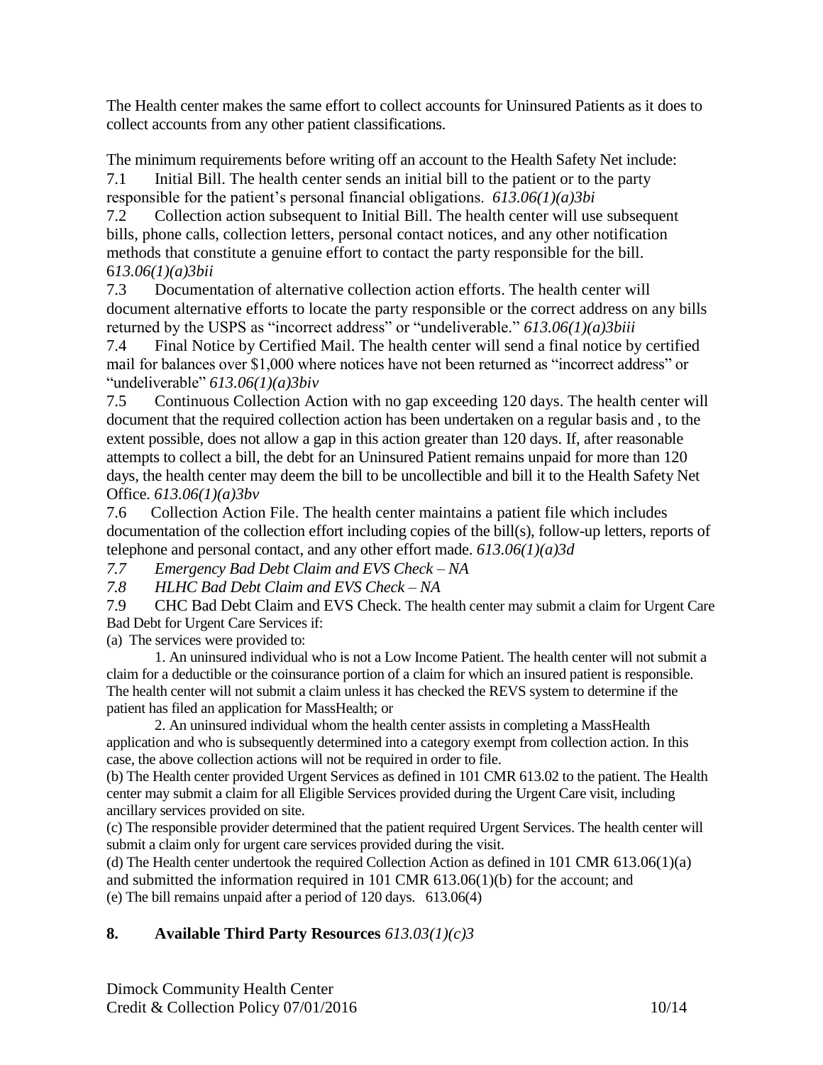The Health center makes the same effort to collect accounts for Uninsured Patients as it does to collect accounts from any other patient classifications.

The minimum requirements before writing off an account to the Health Safety Net include:

7.1 Initial Bill. The health center sends an initial bill to the patient or to the party responsible for the patient's personal financial obligations. *613.06(1)(a)3bi*

7.2 Collection action subsequent to Initial Bill. The health center will use subsequent bills, phone calls, collection letters, personal contact notices, and any other notification methods that constitute a genuine effort to contact the party responsible for the bill. 6*13.06(1)(a)3bii*

7.3 Documentation of alternative collection action efforts. The health center will document alternative efforts to locate the party responsible or the correct address on any bills returned by the USPS as "incorrect address" or "undeliverable." *613.06(1)(a)3biii*

7.4 Final Notice by Certified Mail. The health center will send a final notice by certified mail for balances over $1,000 where notices have not been returned as "incorrect address" or "undeliverable" *613.06(1)(a)3biv*

7.5 Continuous Collection Action with no gap exceeding 120 days. The health center will document that the required collection action has been undertaken on a regular basis and , to the extent possible, does not allow a gap in this action greater than 120 days. If, after reasonable attempts to collect a bill, the debt for an Uninsured Patient remains unpaid for more than 120 days, the health center may deem the bill to be uncollectible and bill it to the Health Safety Net Office. *613.06(1)(a)3bv*

7.6 Collection Action File. The health center maintains a patient file which includes documentation of the collection effort including copies of the bill(s), follow-up letters, reports of telephone and personal contact, and any other effort made. *613.06(1)(a)3d*

*7.7 Emergency Bad Debt Claim and EVS Check – NA*

*7.8 HLHC Bad Debt Claim and EVS Check – NA*

7.9 CHC Bad Debt Claim and EVS Check. The health center may submit a claim for Urgent Care Bad Debt for Urgent Care Services if:

(a) The services were provided to:

1. An uninsured individual who is not a Low Income Patient. The health center will not submit a claim for a deductible or the coinsurance portion of a claim for which an insured patient is responsible. The health center will not submit a claim unless it has checked the REVS system to determine if the patient has filed an application for MassHealth; or

2. An uninsured individual whom the health center assists in completing a MassHealth application and who is subsequently determined into a category exempt from collection action. In this case, the above collection actions will not be required in order to file.

(b) The Health center provided Urgent Services as defined in 101 CMR 613.02 to the patient. The Health center may submit a claim for all Eligible Services provided during the Urgent Care visit, including ancillary services provided on site.

(c) The responsible provider determined that the patient required Urgent Services. The health center will submit a claim only for urgent care services provided during the visit.

(d) The Health center undertook the required Collection Action as defined in 101 CMR 613.06(1)(a) and submitted the information required in 101 CMR 613.06(1)(b) for the account; and

(e) The bill remains unpaid after a period of 120 days. 613.06(4)

## 8. Available Third Party Resources *613.03(1)(c)3*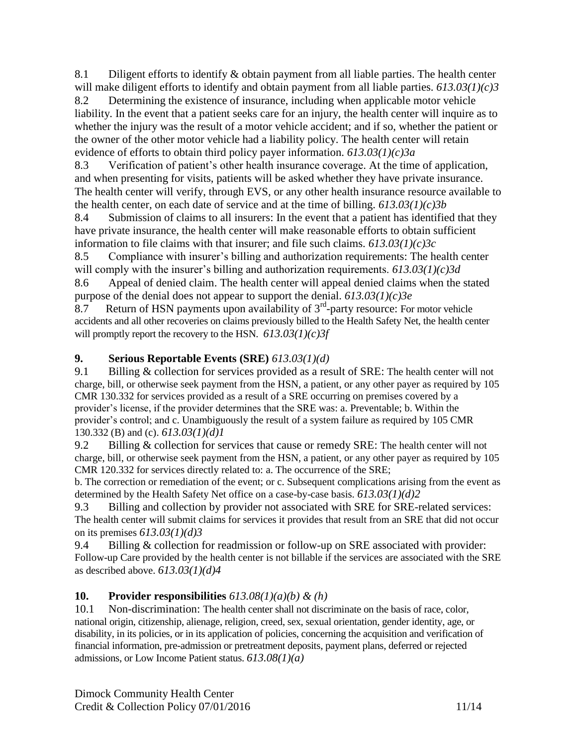8.1 Diligent efforts to identify & obtain payment from all liable parties. The health center will make diligent efforts to identify and obtain payment from all liable parties. *613.03(1)(c)3*

8.2 Determining the existence of insurance, including when applicable motor vehicle liability. In the event that a patient seeks care for an injury, the health center will inquire as to whether the injury was the result of a motor vehicle accident; and if so, whether the patient or the owner of the other motor vehicle had a liability policy. The health center will retain evidence of efforts to obtain third policy payer information. *613.03(1)(c)3a*

8.3 Verification of patient's other health insurance coverage. At the time of application, and when presenting for visits, patients will be asked whether they have private insurance. The health center will verify, through EVS, or any other health insurance resource available to the health center, on each date of service and at the time of billing. *613.03(1)(c)3b*

8.4 Submission of claims to all insurers: In the event that a patient has identified that they have private insurance, the health center will make reasonable efforts to obtain sufficient information to file claims with that insurer; and file such claims. *613.03(1)(c)3c*

8.5 Compliance with insurer's billing and authorization requirements: The health center will comply with the insurer's billing and authorization requirements. *613.03(1)(c)3d*

8.6 Appeal of denied claim. The health center will appeal denied claims when the stated purpose of the denial does not appear to support the denial. *613.03(1)(c)3e*

8.7 Return of HSN payments upon availability of 3rd-party resource: For motor vehicle accidents and all other recoveries on claims previously billed to the Health Safety Net, the health center will promptly report the recovery to the HSN. *613.03(1)(c)3f*

## 9. Serious Reportable Events (SRE) *613.03(1)(d)*

9.1 Billing & collection for services provided as a result of SRE: The health center will not charge, bill, or otherwise seek payment from the HSN, a patient, or any other payer as required by 105 CMR 130.332 for services provided as a result of a SRE occurring on premises covered by a provider's license, if the provider determines that the SRE was: a. Preventable; b. Within the provider's control; and c. Unambiguously the result of a system failure as required by 105 CMR 130.332 (B) and (c). *613.03(1)(d)1*

9.2 Billing & collection for services that cause or remedy SRE: The health center will not charge, bill, or otherwise seek payment from the HSN, a patient, or any other payer as required by 105 CMR 120.332 for services directly related to: a. The occurrence of the SRE;
b. The correction or remediation of the event; or c. Subsequent complications arising from the event as determined by the Health Safety Net office on a case-by-case basis. *613.03(1)(d)2*

9.3 Billing and collection by provider not associated with SRE for SRE-related services: The health center will submit claims for services it provides that result from an SRE that did not occur on its premises *613.03(1)(d)3*

9.4 Billing & collection for readmission or follow-up on SRE associated with provider: Follow-up Care provided by the health center is not billable if the services are associated with the SRE as described above. *613.03(1)(d)4*

## 10. Provider responsibilities *613.08(1)(a)(b) & (h)*

10.1 Non-discrimination: The health center shall not discriminate on the basis of race, color, national origin, citizenship, alienage, religion, creed, sex, sexual orientation, gender identity, age, or disability, in its policies, or in its application of policies, concerning the acquisition and verification of financial information, pre-admission or pretreatment deposits, payment plans, deferred or rejected admissions, or Low Income Patient status. *613.08(1)(a)*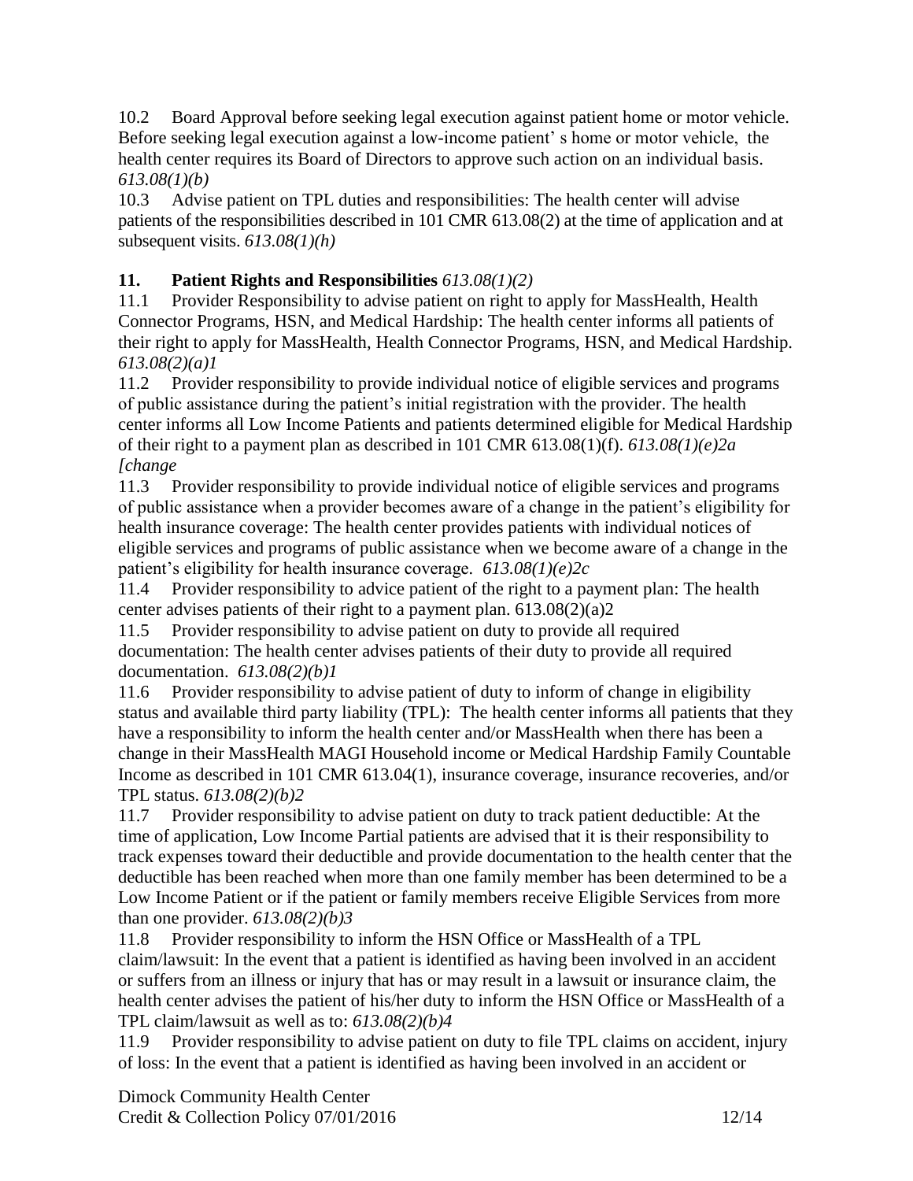10.2 Board Approval before seeking legal execution against patient home or motor vehicle. Before seeking legal execution against a low-income patient' s home or motor vehicle, the health center requires its Board of Directors to approve such action on an individual basis. *613.08(1)(b)*

10.3 Advise patient on TPL duties and responsibilities: The health center will advise patients of the responsibilities described in 101 CMR 613.08(2) at the time of application and at subsequent visits. *613.08(1)(h)*

## 11. Patient Rights and Responsibilities *613.08(1)(2)*

11.1 Provider Responsibility to advise patient on right to apply for MassHealth, Health Connector Programs, HSN, and Medical Hardship: The health center informs all patients of their right to apply for MassHealth, Health Connector Programs, HSN, and Medical Hardship. *613.08(2)(a)1*

11.2 Provider responsibility to provide individual notice of eligible services and programs of public assistance during the patient's initial registration with the provider. The health center informs all Low Income Patients and patients determined eligible for Medical Hardship of their right to a payment plan as described in 101 CMR 613.08(1)(f). *613.08(1)(e)2a [change*

11.3 Provider responsibility to provide individual notice of eligible services and programs of public assistance when a provider becomes aware of a change in the patient's eligibility for health insurance coverage: The health center provides patients with individual notices of eligible services and programs of public assistance when we become aware of a change in the patient's eligibility for health insurance coverage. *613.08(1)(e)2c*

11.4 Provider responsibility to advice patient of the right to a payment plan: The health center advises patients of their right to a payment plan. 613.08(2)(a)2

11.5 Provider responsibility to advise patient on duty to provide all required documentation: The health center advises patients of their duty to provide all required documentation. *613.08(2)(b)1*

11.6 Provider responsibility to advise patient of duty to inform of change in eligibility status and available third party liability (TPL): The health center informs all patients that they have a responsibility to inform the health center and/or MassHealth when there has been a change in their MassHealth MAGI Household income or Medical Hardship Family Countable Income as described in 101 CMR 613.04(1), insurance coverage, insurance recoveries, and/or TPL status. *613.08(2)(b)2*

11.7 Provider responsibility to advise patient on duty to track patient deductible: At the time of application, Low Income Partial patients are advised that it is their responsibility to track expenses toward their deductible and provide documentation to the health center that the deductible has been reached when more than one family member has been determined to be a Low Income Patient or if the patient or family members receive Eligible Services from more than one provider. *613.08(2)(b)3*

11.8 Provider responsibility to inform the HSN Office or MassHealth of a TPL claim/lawsuit: In the event that a patient is identified as having been involved in an accident or suffers from an illness or injury that has or may result in a lawsuit or insurance claim, the health center advises the patient of his/her duty to inform the HSN Office or MassHealth of a TPL claim/lawsuit as well as to: *613.08(2)(b)4*

11.9 Provider responsibility to advise patient on duty to file TPL claims on accident, injury of loss: In the event that a patient is identified as having been involved in an accident or

Dimock Community Health Center
Credit & Collection Policy 07/01/2016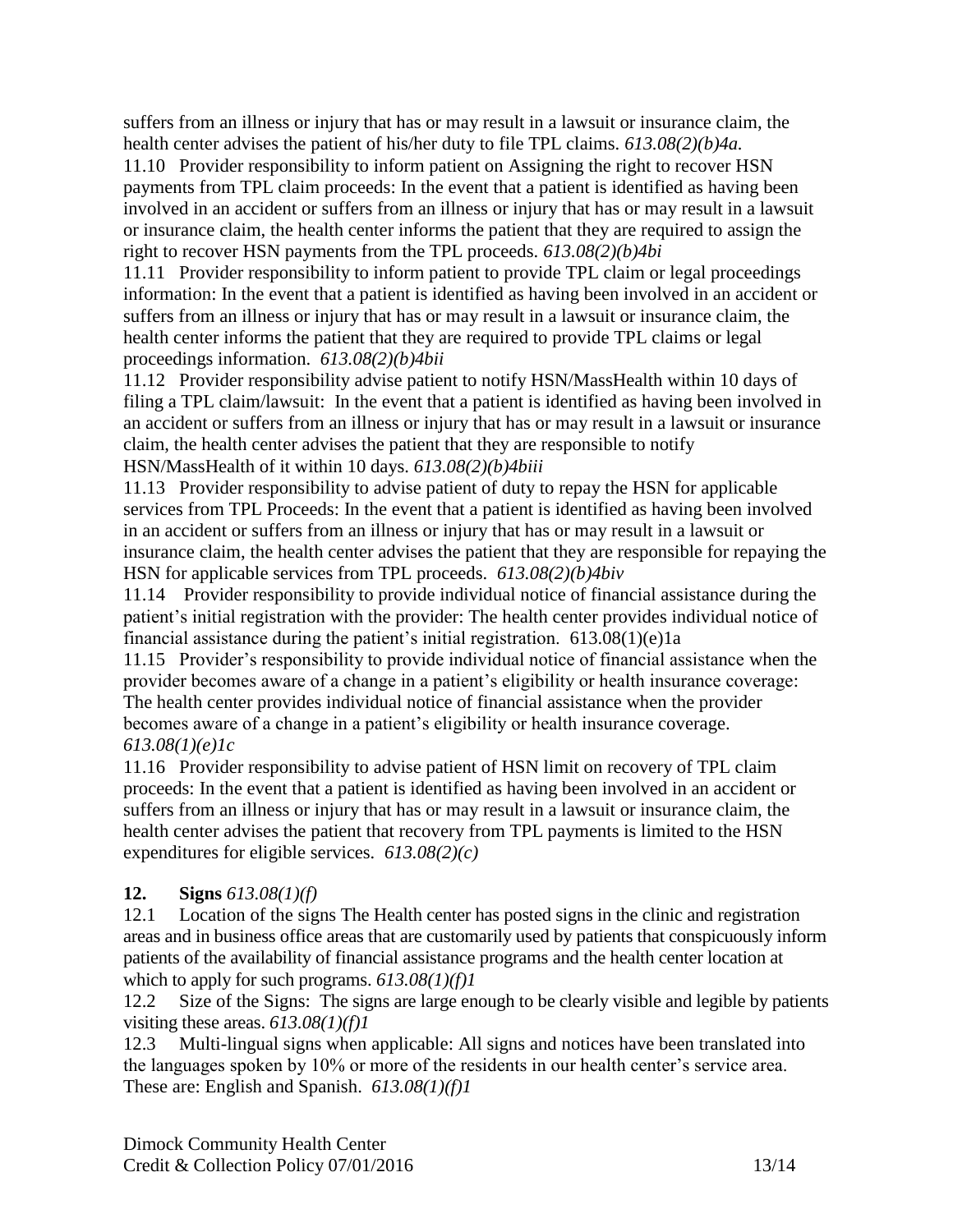suffers from an illness or injury that has or may result in a lawsuit or insurance claim, the health center advises the patient of his/her duty to file TPL claims. *613.08(2)(b)4a.*

11.10 Provider responsibility to inform patient on Assigning the right to recover HSN payments from TPL claim proceeds: In the event that a patient is identified as having been involved in an accident or suffers from an illness or injury that has or may result in a lawsuit or insurance claim, the health center informs the patient that they are required to assign the right to recover HSN payments from the TPL proceeds. *613.08(2)(b)4bi*

11.11 Provider responsibility to inform patient to provide TPL claim or legal proceedings information: In the event that a patient is identified as having been involved in an accident or suffers from an illness or injury that has or may result in a lawsuit or insurance claim, the health center informs the patient that they are required to provide TPL claims or legal proceedings information. *613.08(2)(b)4bii*

11.12 Provider responsibility advise patient to notify HSN/MassHealth within 10 days of filing a TPL claim/lawsuit: In the event that a patient is identified as having been involved in an accident or suffers from an illness or injury that has or may result in a lawsuit or insurance claim, the health center advises the patient that they are responsible to notify HSN/MassHealth of it within 10 days. *613.08(2)(b)4biii*

11.13 Provider responsibility to advise patient of duty to repay the HSN for applicable services from TPL Proceeds: In the event that a patient is identified as having been involved in an accident or suffers from an illness or injury that has or may result in a lawsuit or insurance claim, the health center advises the patient that they are responsible for repaying the HSN for applicable services from TPL proceeds. *613.08(2)(b)4biv*

11.14 Provider responsibility to provide individual notice of financial assistance during the patient's initial registration with the provider: The health center provides individual notice of financial assistance during the patient's initial registration. 613.08(1)(e)1a

11.15 Provider's responsibility to provide individual notice of financial assistance when the provider becomes aware of a change in a patient's eligibility or health insurance coverage: The health center provides individual notice of financial assistance when the provider becomes aware of a change in a patient's eligibility or health insurance coverage. *613.08(1)(e)1c*

11.16 Provider responsibility to advise patient of HSN limit on recovery of TPL claim proceeds: In the event that a patient is identified as having been involved in an accident or suffers from an illness or injury that has or may result in a lawsuit or insurance claim, the health center advises the patient that recovery from TPL payments is limited to the HSN expenditures for eligible services. *613.08(2)(c)*

## 12. Signs *613.08(1)(f)*

12.1 Location of the signs The Health center has posted signs in the clinic and registration areas and in business office areas that are customarily used by patients that conspicuously inform patients of the availability of financial assistance programs and the health center location at which to apply for such programs. *613.08(1)(f)1*

12.2 Size of the Signs: The signs are large enough to be clearly visible and legible by patients visiting these areas. *613.08(1)(f)1*

12.3 Multi-lingual signs when applicable: All signs and notices have been translated into the languages spoken by 10% or more of the residents in our health center's service area. These are: English and Spanish. *613.08(1)(f)1*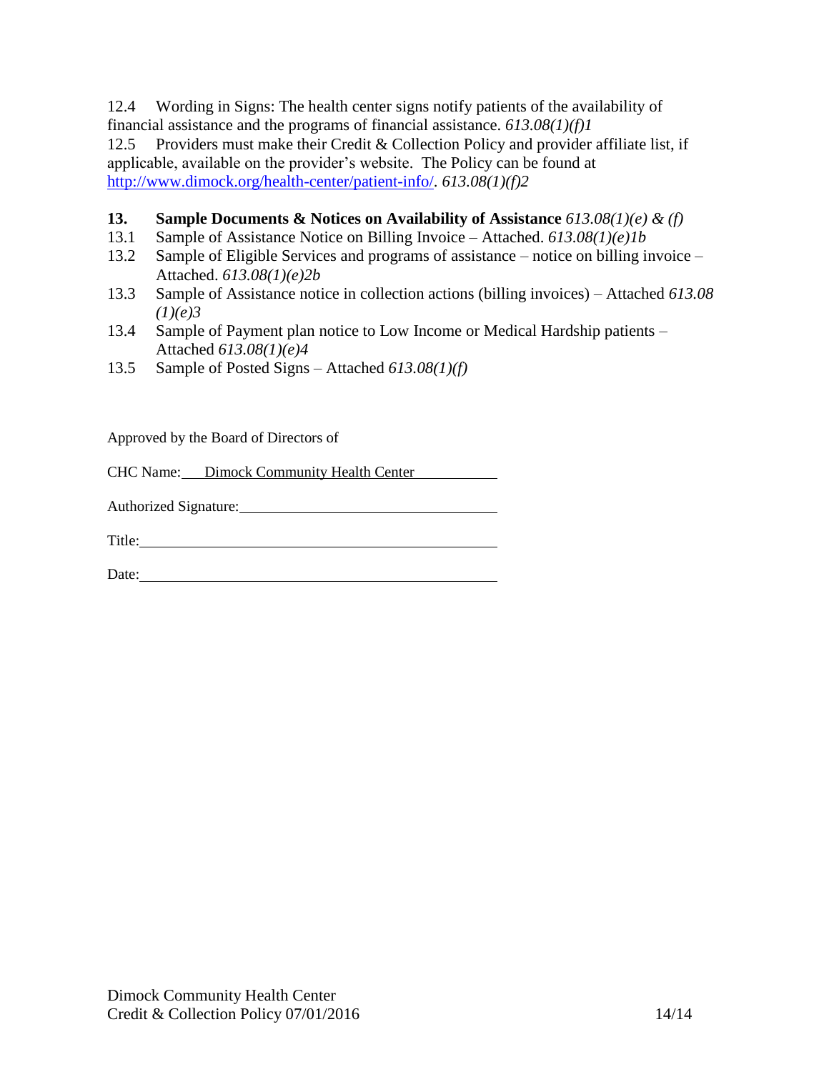12.4 Wording in Signs: The health center signs notify patients of the availability of financial assistance and the programs of financial assistance. *613.08(1)(f)1*

12.5 Providers must make their Credit & Collection Policy and provider affiliate list, if applicable, available on the provider's website. The Policy can be found at [http://www.dimock.org/health-center/patient-info/](http://www.dimock.org/health-center/patient-info/). *613.08(1)(f)2*

## 13. Sample Documents & Notices on Availability of Assistance *613.08(1)(e) & (f)*

13.1 Sample of Assistance Notice on Billing Invoice – Attached. *613.08(1)(e)1b*

13.2 Sample of Eligible Services and programs of assistance – notice on billing invoice – Attached. *613.08(1)(e)2b*

13.3 Sample of Assistance notice in collection actions (billing invoices) – Attached *613.08 (1)(e)3*

13.4 Sample of Payment plan notice to Low Income or Medical Hardship patients – Attached *613.08(1)(e)4*

13.5 Sample of Posted Signs – Attached *613.08(1)(f)*

Approved by the Board of Directors of

CHC Name: Dimock Community Health Center

Authorized Signature: ______________________

Title: ______________________

Date: ______________________